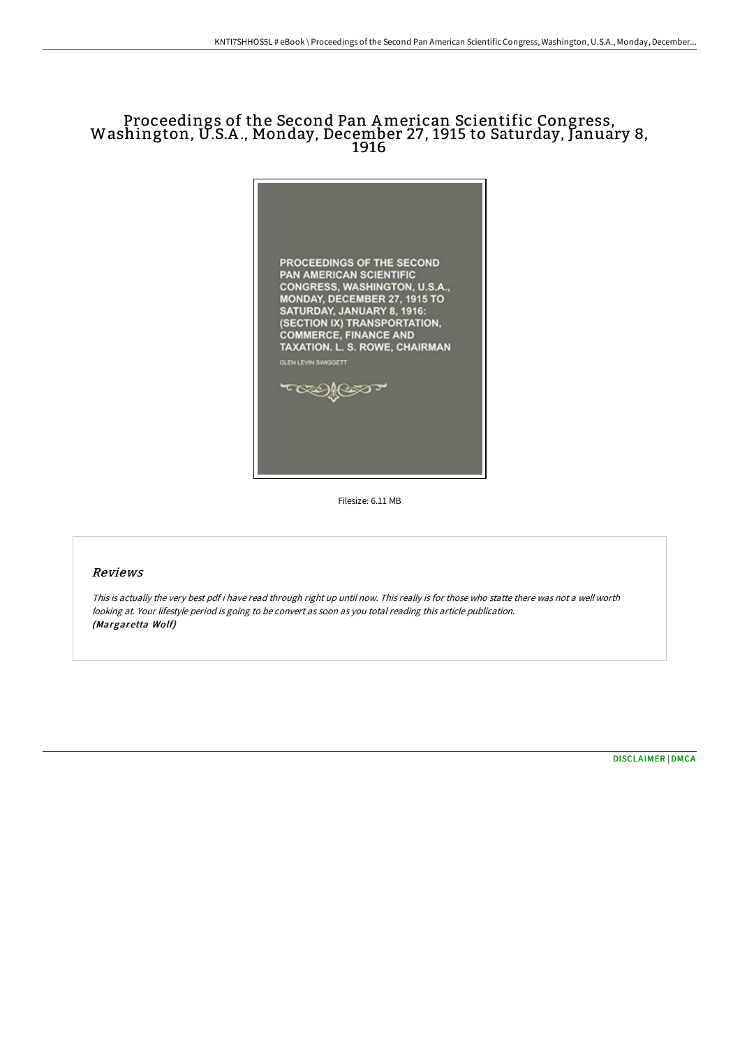# Proceedings of the Second Pan American Scientific Congress, Washington, U.S.A., Monday, December 27, 1915 to Saturday, January 8, 1916

PROCEEDINGS OF THE SECOND PAN AMERICAN SCIENTIFIC CONGRESS, WASHINGTON, U.S.A., MONDAY, DECEMBER 27, 1915 TO SATURDAY, JANUARY 8, 1916: (SECTION IX) TRANSPORTATION, COMMERCE, FINANCE AND TAXATION. L. S. ROWE, CHAIRMAN

GLEN LEVIN SWIGGETT

Filesize: 6.11 MB

## Reviews

This is actually the very best pdf i have read through right up until now. This really is for those who statte there was not a well worth looking at. Your lifestyle period is going to be convert as soon as you total reading this article publication.
*(Margaretta Wolf)*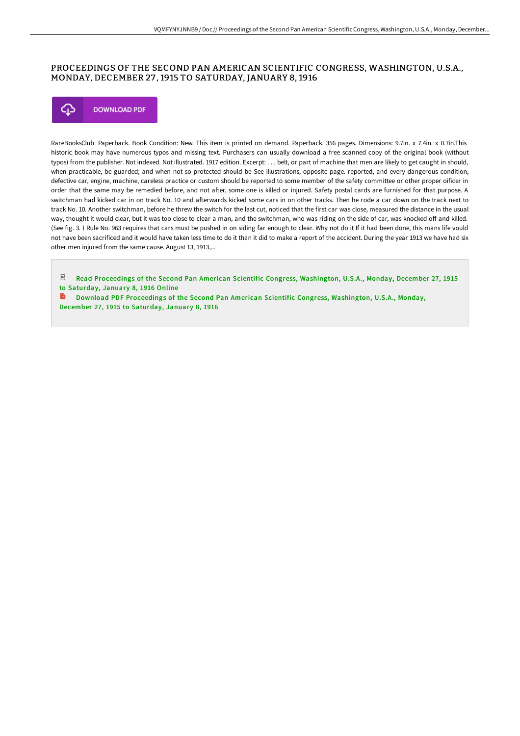# PROCEEDINGS OF THE SECOND PAN AMERICAN SCIENTIFIC CONGRESS, WASHINGTON, U.S.A., MONDAY, DECEMBER 27, 1915 TO SATURDAY, JANUARY 8, 1916

DOWNLOAD PDF

RareBooksClub. Paperback. Book Condition: New. This item is printed on demand. Paperback. 356 pages. Dimensions: 9.7in. x 7.4in. x 0.7in.This historic book may have numerous typos and missing text. Purchasers can usually download a free scanned copy of the original book (without typos) from the publisher. Not indexed. Not illustrated. 1917 edition. Excerpt: . . . belt, or part of machine that men are likely to get caught in should, when practicable, be guarded; and when not so protected should be See illustrations, opposite page. reported, and every dangerous condition, defective car, engine, machine, careless practice or custom should be reported to some member of the safety committee or other proper oificer in order that the same may be remedied before, and not after, some one is killed or injured. Safety postal cards are furnished for that purpose. A switchman had kicked car in on track No. 10 and afterwards kicked some cars in on other tracks. Then he rode a car down on the track next to track No. 10. Another switchman, before he threw the switch for the last cut, noticed that the first car was close, measured the distance in the usual way, thought it would clear, but it was too close to clear a man, and the switchman, who was riding on the side of car, was knocked off and killed. (See fig. 3. ) Rule No. 963 requires that cars must be pushed in on siding far enough to clear. Why not do it If it had been done, this mans life vould not have been sacrificed and it would have taken less time to do it than it did to make a report of the accident. During the year 1913 we have had six other men injured from the same cause. August 13, 1913,...

Read Proceedings of the Second Pan American Scientific Congress, Washington, U.S.A., Monday, December 27, 1915 to Saturday, January 8, 1916 Online

Download PDF Proceedings of the Second Pan American Scientific Congress, Washington, U.S.A., Monday, December 27, 1915 to Saturday, January 8, 1916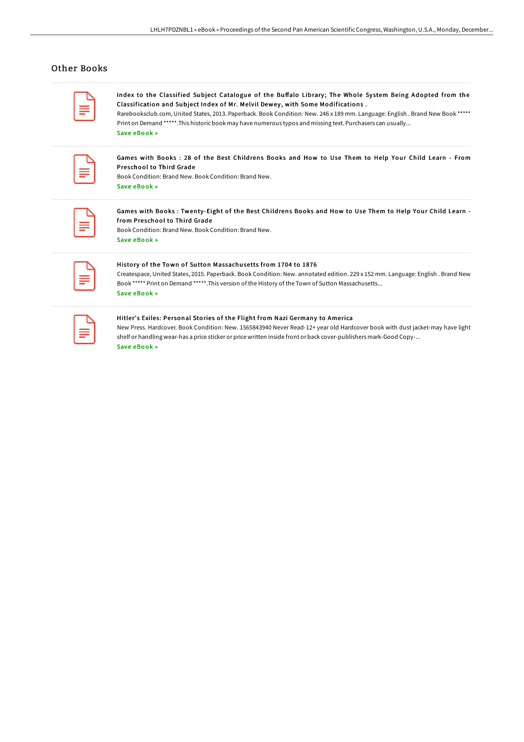## Other Books

**Index to the Classified Subject Catalogue of the Buffalo Library; The Whole System Being Adopted from the Classification and Subject Index of Mr. Melvil Dewey, with Some Modifications .**

Rarebooksclub.com, United States, 2013. Paperback. Book Condition: New. 246 x 189 mm. Language: English . Brand New Book ***** Print on Demand *****.This historic book may have numerous typos and missing text. Purchasers can usually...

Save eBook »

**Games with Books : 28 of the Best Childrens Books and How to Use Them to Help Your Child Learn - From Preschool to Third Grade**

Book Condition: Brand New. Book Condition: Brand New.

Save eBook »

**Games with Books : Twenty-Eight of the Best Childrens Books and How to Use Them to Help Your Child Learn - from Preschool to Third Grade**

Book Condition: Brand New. Book Condition: Brand New.

Save eBook »

**History of the Town of Sutton Massachusetts from 1704 to 1876**

Createspace, United States, 2015. Paperback. Book Condition: New. annotated edition. 229 x 152 mm. Language: English . Brand New Book ***** Print on Demand *****.This version of the History of the Town of Sutton Massachusetts...

Save eBook »

**Hitler's Exiles: Personal Stories of the Flight from Nazi Germany to America**

New Press. Hardcover. Book Condition: New. 1565843940 Never Read-12+ year old Hardcover book with dust jacket-may have light shelf or handling wear-has a price sticker or price written inside front or back cover-publishers mark-Good Copy-...

Save eBook »